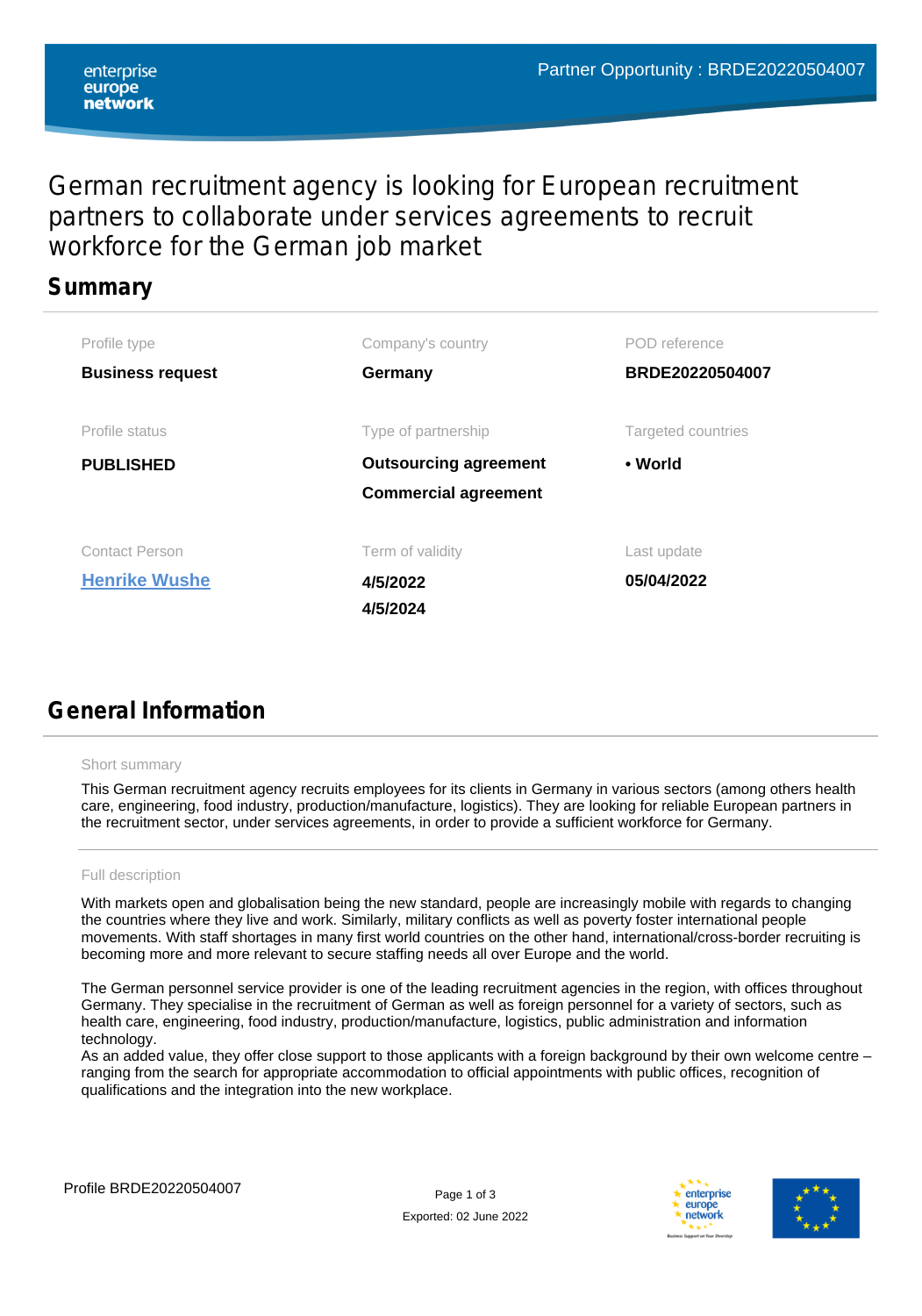Partner Opportunity : BRDE20220504007

# German recruitment agency is looking for European recruitment partners to collaborate under services agreements to recruit workforce for the German job market

## Summary

| Profile type | Company's country | POD reference |
|---|---|---|
| **Business request** | **Germany** | **BRDE20220504007** |
| **Profile status** | **Type of partnership** | **Targeted countries** |
| **PUBLISHED** | **Outsourcing agreement**<br>**Commercial agreement** | • **World** |
| **Contact Person** | **Term of validity** | **Last update** |
| **Henrike Wushe** | **4/5/2022**<br>**4/5/2024** | **05/04/2022** |

## General Information

Short summary

This German recruitment agency recruits employees for its clients in Germany in various sectors (among others health care, engineering, food industry, production/manufacture, logistics). They are looking for reliable European partners in the recruitment sector, under services agreements, in order to provide a sufficient workforce for Germany.

Full description

With markets open and globalisation being the new standard, people are increasingly mobile with regards to changing the countries where they live and work. Similarly, military conflicts as well as poverty foster international people movements. With staff shortages in many first world countries on the other hand, international/cross-border recruiting is becoming more and more relevant to secure staffing needs all over Europe and the world.

The German personnel service provider is one of the leading recruitment agencies in the region, with offices throughout Germany. They specialise in the recruitment of German as well as foreign personnel for a variety of sectors, such as health care, engineering, food industry, production/manufacture, logistics, public administration and information technology.
As an added value, they offer close support to those applicants with a foreign background by their own welcome centre – ranging from the search for appropriate accommodation to official appointments with public offices, recognition of qualifications and the integration into the new workplace.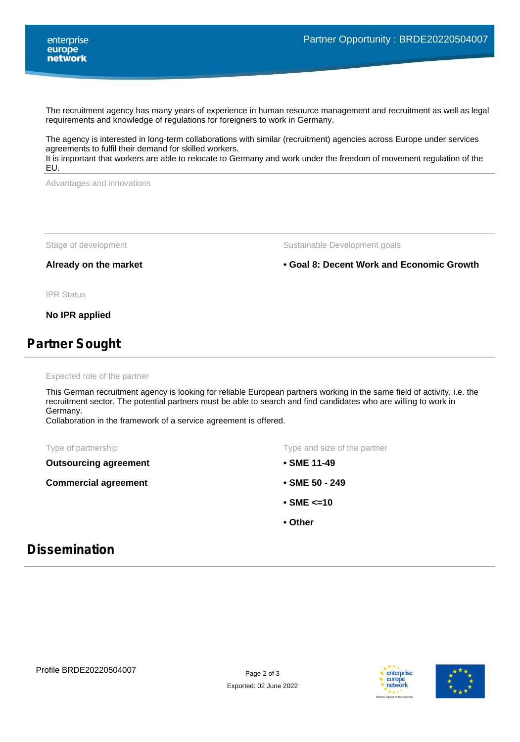The recruitment agency has many years of experience in human resource management and recruitment as well as legal requirements and knowledge of regulations for foreigners to work in Germany.

The agency is interested in long-term collaborations with similar (recruitment) agencies across Europe under services agreements to fulfil their demand for skilled workers.
It is important that workers are able to relocate to Germany and work under the freedom of movement regulation of the EU.

Advantages and innovations

Stage of development

**Already on the market**

Sustainable Development goals

- **Goal 8: Decent Work and Economic Growth**

IPR Status

**No IPR applied**

## Partner Sought

Expected role of the partner

This German recruitment agency is looking for reliable European partners working in the same field of activity, i.e. the recruitment sector. The potential partners must be able to search and find candidates who are willing to work in Germany.
Collaboration in the framework of a service agreement is offered.

Type of partnership

**Outsourcing agreement**

**Commercial agreement**

Type and size of the partner

- **SME 11-49**
- **SME 50 - 249**
- **SME <=10**
- **Other**

## Dissemination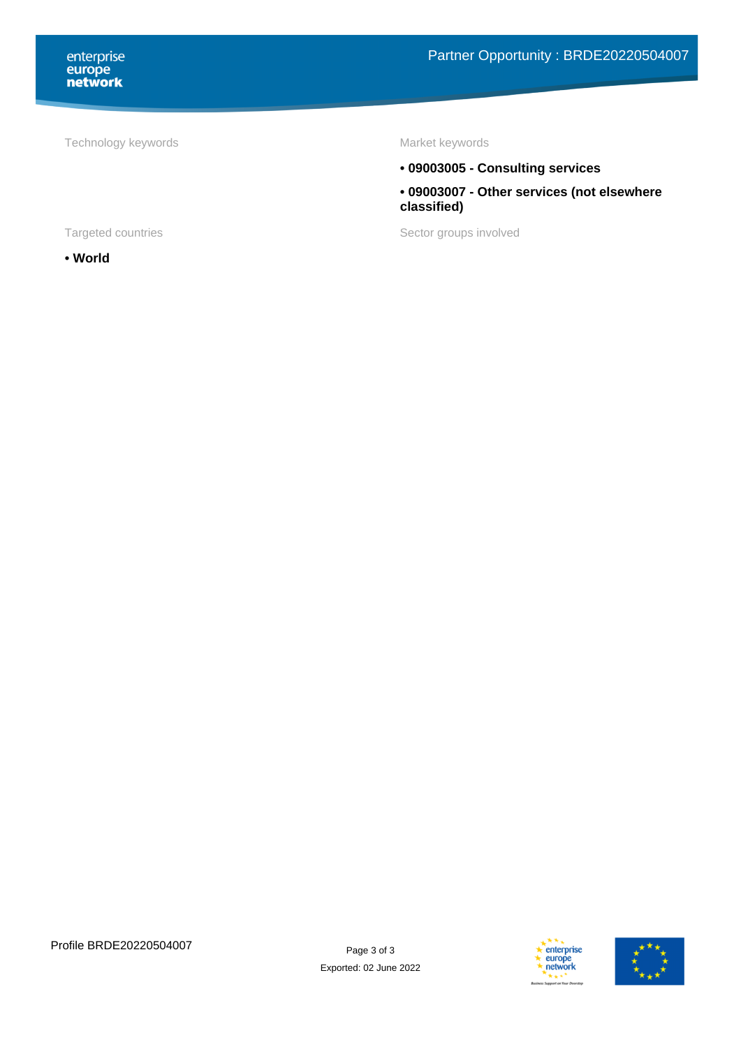Technology keywords

Market keywords

- **09003005 - Consulting services**
- **09003007 - Other services (not elsewhere classified)**

Targeted countries

- **World**

Sector groups involved